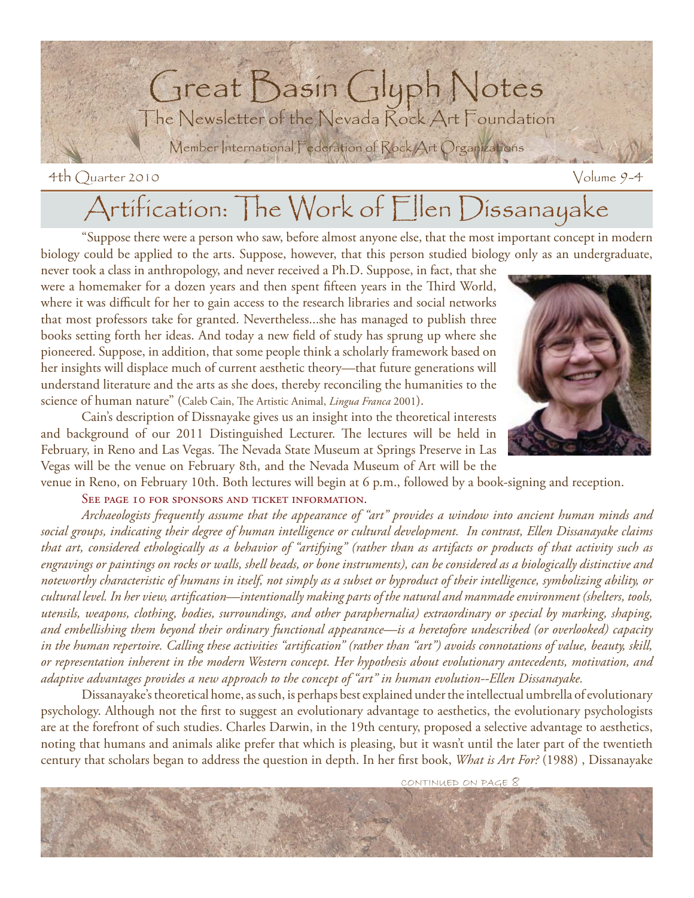# Great Basin Glyph Notes

The Newsletter of the Nevada Rock Art Foundation

Member International Federation of Rock Art Organizations

4th Quarter 2010 — Volume 9-4

## Artification: The Work of Ellen Dissanayake

"Suppose there were a person who saw, before almost anyone else, that the most important concept in modern biology could be applied to the arts. Suppose, however, that this person studied biology only as an undergraduate, never took a class in anthropology, and never received a Ph.D. Suppose, in fact, that she were a homemaker for a dozen years and then spent fifteen years in the Third World, where it was difficult for her to gain access to the research libraries and social networks that most professors take for granted. Nevertheless...she has managed to publish three books setting forth her ideas. And today a new field of study has sprung up where she pioneered. Suppose, in addition, that some people think a scholarly framework based on her insights will displace much of current aesthetic theory—that future generations will understand literature and the arts as she does, thereby reconciling the humanities to the science of human nature" (Caleb Cain, The Artistic Animal, *Lingua Franca* 2001).

Cain's description of Dissnayake gives us an insight into the theoretical interests and background of our 2011 Distinguished Lecturer. The lectures will be held in February, in Reno and Las Vegas. The Nevada State Museum at Springs Preserve in Las Vegas will be the venue on February 8th, and the Nevada Museum of Art will be the venue in Reno, on February 10th. Both lectures will begin at 6 p.m., followed by a book-signing and reception.

See page 10 for sponsors and ticket information.

*Archaeologists frequently assume that the appearance of "art" provides a window into ancient human minds and social groups, indicating their degree of human intelligence or cultural development. In contrast, Ellen Dissanayake claims that art, considered ethologically as a behavior of "artifying" (rather than as artifacts or products of that activity such as engravings or paintings on rocks or walls, shell beads, or bone instruments), can be considered as a biologically distinctive and noteworthy characteristic of humans in itself, not simply as a subset or byproduct of their intelligence, symbolizing ability, or cultural level. In her view, artification—intentionally making parts of the natural and manmade environment (shelters, tools, utensils, weapons, clothing, bodies, surroundings, and other paraphernalia) extraordinary or special by marking, shaping, and embellishing them beyond their ordinary functional appearance—is a heretofore undescribed (or overlooked) capacity in the human repertoire. Calling these activities "artification" (rather than "art") avoids connotations of value, beauty, skill, or representation inherent in the modern Western concept. Her hypothesis about evolutionary antecedents, motivation, and adaptive advantages provides a new approach to the concept of "art" in human evolution--Ellen Dissanayake.*

Dissanayake's theoretical home, as such, is perhaps best explained under the intellectual umbrella of evolutionary psychology. Although not the first to suggest an evolutionary advantage to aesthetics, the evolutionary psychologists are at the forefront of such studies. Charles Darwin, in the 19th century, proposed a selective advantage to aesthetics, noting that humans and animals alike prefer that which is pleasing, but it wasn't until the later part of the twentieth century that scholars began to address the question in depth. In her first book, *What is Art For?* (1988) , Dissanayake

continued on page 8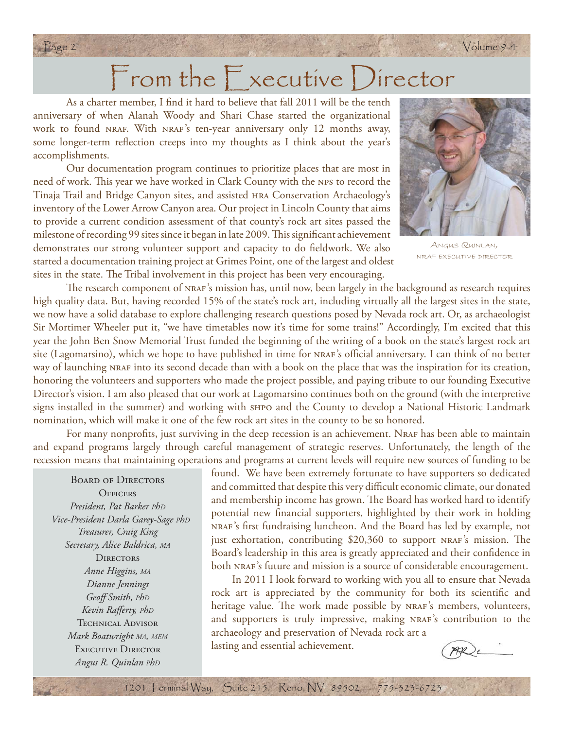# From the Executive Director

As a charter member, I find it hard to believe that fall 2011 will be the tenth anniversary of when Alanah Woody and Shari Chase started the organizational work to found NRAF. With NRAF's ten-year anniversary only 12 months away, some longer-term reflection creeps into my thoughts as I think about the year's accomplishments.

Our documentation program continues to prioritize places that are most in need of work. This year we have worked in Clark County with the NPS to record the Tinaja Trail and Bridge Canyon sites, and assisted HRA Conservation Archaeology's inventory of the Lower Arrow Canyon area. Our project in Lincoln County that aims to provide a current condition assessment of that county's rock art sites passed the milestone of recording 99 sites since it began in late 2009. This significant achievement demonstrates our strong volunteer support and capacity to do fieldwork. We also started a documentation training project at Grimes Point, one of the largest and oldest sites in the state. The Tribal involvement in this project has been very encouraging.

Angus Quinlan, NRAF Executive Director

The research component of NRAF's mission has, until now, been largely in the background as research requires high quality data. But, having recorded 15% of the state's rock art, including virtually all the largest sites in the state, we now have a solid database to explore challenging research questions posed by Nevada rock art. Or, as archaeologist Sir Mortimer Wheeler put it, "we have timetables now it's time for some trains!" Accordingly, I'm excited that this year the John Ben Snow Memorial Trust funded the beginning of the writing of a book on the state's largest rock art site (Lagomarsino), which we hope to have published in time for NRAF's official anniversary. I can think of no better way of launching NRAF into its second decade than with a book on the place that was the inspiration for its creation, honoring the volunteers and supporters who made the project possible, and paying tribute to our founding Executive Director's vision. I am also pleased that our work at Lagomarsino continues both on the ground (with the interpretive signs installed in the summer) and working with SHPO and the County to develop a National Historic Landmark nomination, which will make it one of the few rock art sites in the county to be so honored.

For many nonprofits, just surviving in the deep recession is an achievement. NRAF has been able to maintain and expand programs largely through careful management of strategic reserves. Unfortunately, the length of the recession means that maintaining operations and programs at current levels will require new sources of funding to be found. We have been extremely fortunate to have supporters so dedicated and committed that despite this very difficult economic climate, our donated and membership income has grown. The Board has worked hard to identify potential new financial supporters, highlighted by their work in holding NRAF's first fundraising luncheon. And the Board has led by example, not just exhortation, contributing $20,360 to support NRAF's mission. The Board's leadership in this area is greatly appreciated and their confidence in both NRAF's future and mission is a source of considerable encouragement.

In 2011 I look forward to working with you all to ensure that Nevada rock art is appreciated by the community for both its scientific and heritage value. The work made possible by NRAF's members, volunteers, and supporters is truly impressive, making NRAF's contribution to the archaeology and preservation of Nevada rock art a lasting and essential achievement.

---

**Board of Directors**

**Officers**

*President, Pat Barker PhD*
*Vice-President Darla Garey-Sage PhD*
*Treasurer, Craig King*
*Secretary, Alice Baldrica, MA*

**Directors**

*Anne Higgins, MA*
*Dianne Jennings*
*Geoff Smith, PhD*
*Kevin Rafferty, PhD*

**Technical Advisor**

*Mark Boatwright MA, MEM*

**Executive Director**

*Angus R. Quinlan PhD*

1201 Terminal Way, Suite 215, Reno, NV 89502 775-323-6723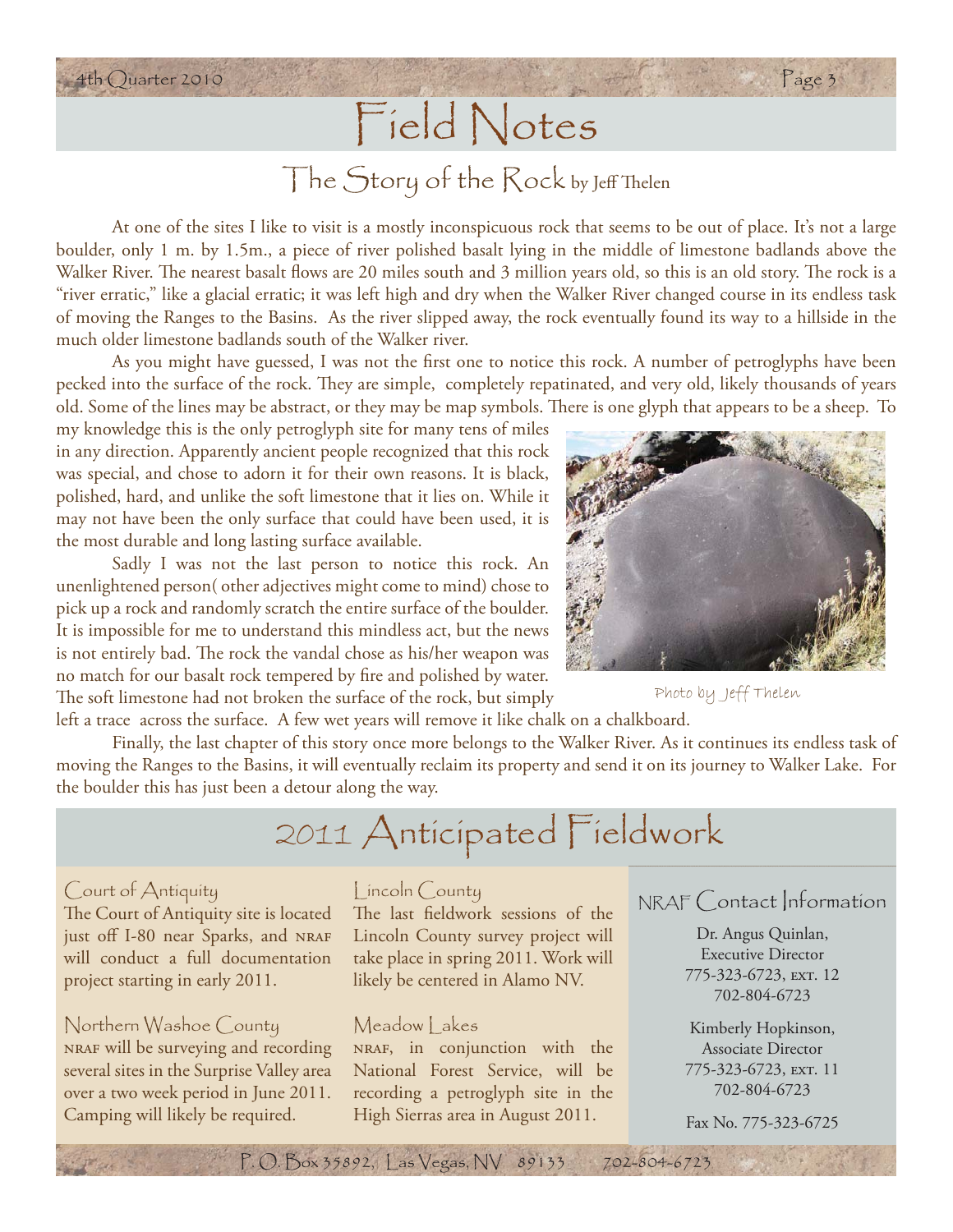# Field Notes

## The Story of the Rock by Jeff Thelen

At one of the sites I like to visit is a mostly inconspicuous rock that seems to be out of place. It's not a large boulder, only 1 m. by 1.5m., a piece of river polished basalt lying in the middle of limestone badlands above the Walker River. The nearest basalt flows are 20 miles south and 3 million years old, so this is an old story. The rock is a "river erratic," like a glacial erratic; it was left high and dry when the Walker River changed course in its endless task of moving the Ranges to the Basins. As the river slipped away, the rock eventually found its way to a hillside in the much older limestone badlands south of the Walker river.

As you might have guessed, I was not the first one to notice this rock. A number of petroglyphs have been pecked into the surface of the rock. They are simple, completely repatinated, and very old, likely thousands of years old. Some of the lines may be abstract, or they may be map symbols. There is one glyph that appears to be a sheep. To my knowledge this is the only petroglyph site for many tens of miles in any direction. Apparently ancient people recognized that this rock was special, and chose to adorn it for their own reasons. It is black, polished, hard, and unlike the soft limestone that it lies on. While it may not have been the only surface that could have been used, it is the most durable and long lasting surface available.

Sadly I was not the last person to notice this rock. An unenlightened person( other adjectives might come to mind) chose to pick up a rock and randomly scratch the entire surface of the boulder. It is impossible for me to understand this mindless act, but the news is not entirely bad. The rock the vandal chose as his/her weapon was no match for our basalt rock tempered by fire and polished by water. The soft limestone had not broken the surface of the rock, but simply left a trace across the surface. A few wet years will remove it like chalk on a chalkboard.

Photo by Jeff Thelen

Finally, the last chapter of this story once more belongs to the Walker River. As it continues its endless task of moving the Ranges to the Basins, it will eventually reclaim its property and send it on its journey to Walker Lake. For the boulder this has just been a detour along the way.

# 2011 Anticipated Fieldwork

### Court of Antiquity

The Court of Antiquity site is located just off I-80 near Sparks, and NRAF will conduct a full documentation project starting in early 2011.

### Northern Washoe County

NRAF will be surveying and recording several sites in the Surprise Valley area over a two week period in June 2011. Camping will likely be required.

### Lincoln County

The last fieldwork sessions of the Lincoln County survey project will take place in spring 2011. Work will likely be centered in Alamo NV.

### Meadow Lakes

NRAF, in conjunction with the National Forest Service, will be recording a petroglyph site in the High Sierras area in August 2011.

### NRAF Contact Information

Dr. Angus Quinlan,
Executive Director
775-323-6723, ext. 12
702-804-6723

Kimberly Hopkinson,
Associate Director
775-323-6723, ext. 11
702-804-6723

Fax No. 775-323-6725

P. O. Box 35892, Las Vegas, NV 89133 702-804-6723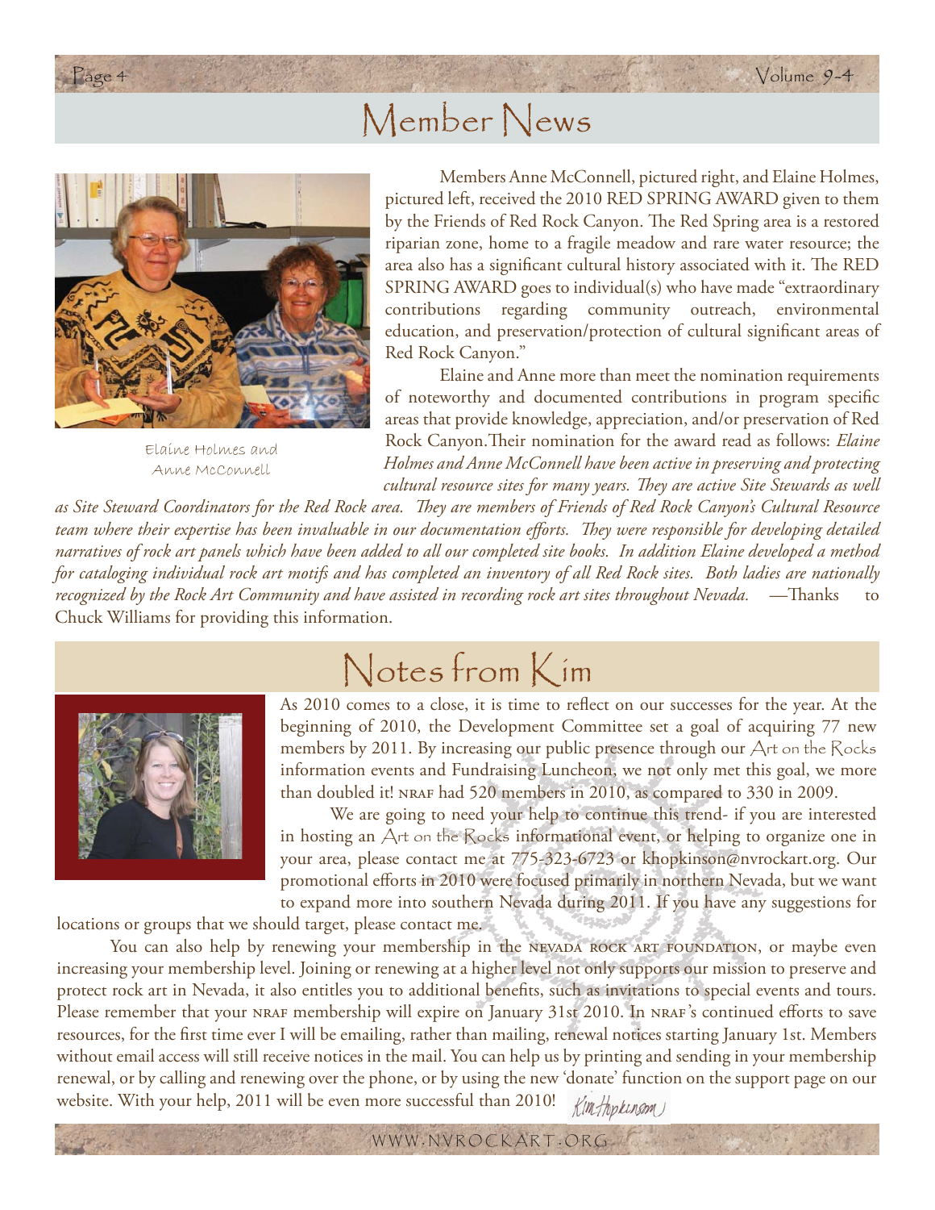# Member News

Elaine Holmes and Anne McConnell

Members Anne McConnell, pictured right, and Elaine Holmes, pictured left, received the 2010 RED SPRING AWARD given to them by the Friends of Red Rock Canyon. The Red Spring area is a restored riparian zone, home to a fragile meadow and rare water resource; the area also has a significant cultural history associated with it. The RED SPRING AWARD goes to individual(s) who have made "extraordinary contributions regarding community outreach, environmental education, and preservation/protection of cultural significant areas of Red Rock Canyon."

Elaine and Anne more than meet the nomination requirements of noteworthy and documented contributions in program specific areas that provide knowledge, appreciation, and/or preservation of Red Rock Canyon.Their nomination for the award read as follows: *Elaine Holmes and Anne McConnell have been active in preserving and protecting cultural resource sites for many years. They are active Site Stewards as well as Site Steward Coordinators for the Red Rock area. They are members of Friends of Red Rock Canyon's Cultural Resource team where their expertise has been invaluable in our documentation efforts. They were responsible for developing detailed narratives of rock art panels which have been added to all our completed site books. In addition Elaine developed a method for cataloging individual rock art motifs and has completed an inventory of all Red Rock sites. Both ladies are nationally recognized by the Rock Art Community and have assisted in recording rock art sites throughout Nevada.* —Thanks to Chuck Williams for providing this information.

# Notes from Kim

As 2010 comes to a close, it is time to reflect on our successes for the year. At the beginning of 2010, the Development Committee set a goal of acquiring 77 new members by 2011. By increasing our public presence through our Art on the Rocks information events and Fundraising Luncheon, we not only met this goal, we more than doubled it! NRAF had 520 members in 2010, as compared to 330 in 2009.

We are going to need your help to continue this trend- if you are interested in hosting an Art on the Rocks informational event, or helping to organize one in your area, please contact me at 775-323-6723 or khopkinson@nvrockart.org. Our promotional efforts in 2010 were focused primarily in northern Nevada, but we want to expand more into southern Nevada during 2011. If you have any suggestions for locations or groups that we should target, please contact me.

You can also help by renewing your membership in the NEVADA ROCK ART FOUNDATION, or maybe even increasing your membership level. Joining or renewing at a higher level not only supports our mission to preserve and protect rock art in Nevada, it also entitles you to additional benefits, such as invitations to special events and tours. Please remember that your NRAF membership will expire on January 31st 2010. In NRAF's continued efforts to save resources, for the first time ever I will be emailing, rather than mailing, renewal notices starting January 1st. Members without email access will still receive notices in the mail. You can help us by printing and sending in your membership renewal, or by calling and renewing over the phone, or by using the new 'donate' function on the support page on our website. With your help, 2011 will be even more successful than 2010!

Kim Hopkinson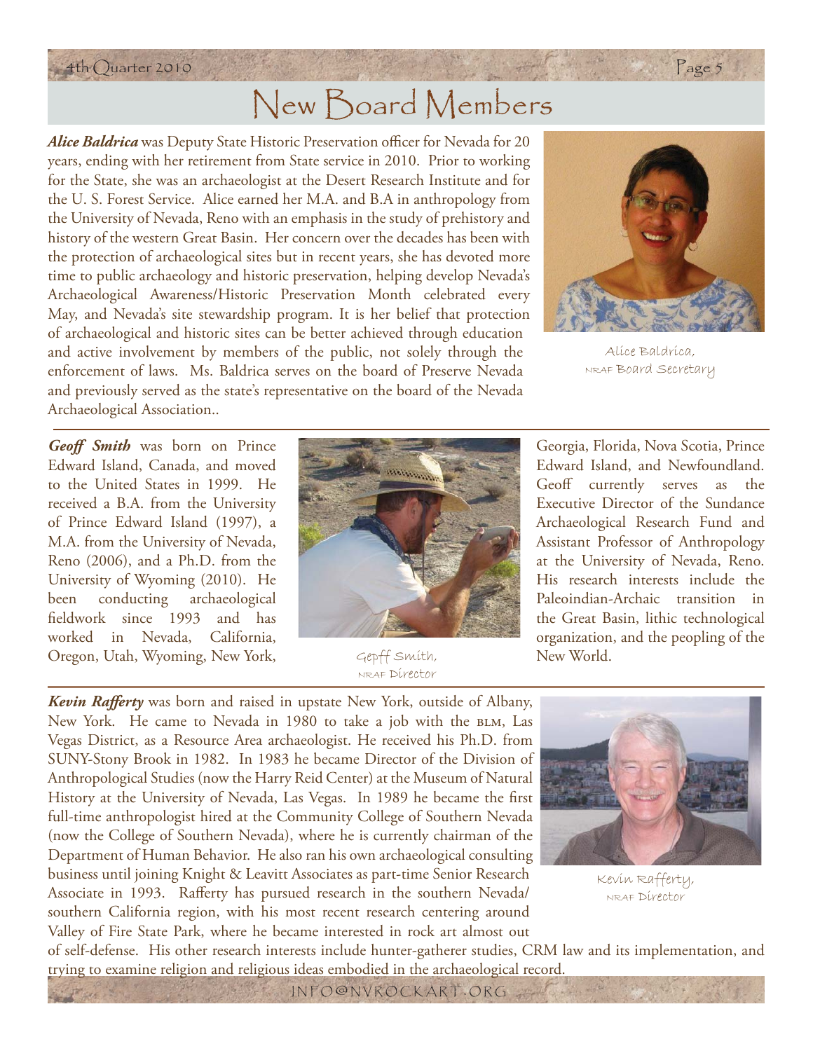# New Board Members

***Alice Baldrica*** was Deputy State Historic Preservation officer for Nevada for 20 years, ending with her retirement from State service in 2010. Prior to working for the State, she was an archaeologist at the Desert Research Institute and for the U. S. Forest Service. Alice earned her M.A. and B.A in anthropology from the University of Nevada, Reno with an emphasis in the study of prehistory and history of the western Great Basin. Her concern over the decades has been with the protection of archaeological sites but in recent years, she has devoted more time to public archaeology and historic preservation, helping develop Nevada's Archaeological Awareness/Historic Preservation Month celebrated every May, and Nevada's site stewardship program. It is her belief that protection of archaeological and historic sites can be better achieved through education and active involvement by members of the public, not solely through the enforcement of laws. Ms. Baldrica serves on the board of Preserve Nevada and previously served as the state's representative on the board of the Nevada Archaeological Association..

Alice Baldrica, NRAF Board Secretary

***Geoff Smith*** was born on Prince Edward Island, Canada, and moved to the United States in 1999. He received a B.A. from the University of Prince Edward Island (1997), a M.A. from the University of Nevada, Reno (2006), and a Ph.D. from the University of Wyoming (2010). He been conducting archaeological fieldwork since 1993 and has worked in Nevada, California, Oregon, Utah, Wyoming, New York, Georgia, Florida, Nova Scotia, Prince Edward Island, and Newfoundland. Geoff currently serves as the Executive Director of the Sundance Archaeological Research Fund and Assistant Professor of Anthropology at the University of Nevada, Reno. His research interests include the Paleoindian-Archaic transition in the Great Basin, lithic technological organization, and the peopling of the New World.

Geoff Smith, NRAF Director

***Kevin Rafferty*** was born and raised in upstate New York, outside of Albany, New York. He came to Nevada in 1980 to take a job with the BLM, Las Vegas District, as a Resource Area archaeologist. He received his Ph.D. from SUNY-Stony Brook in 1982. In 1983 he became Director of the Division of Anthropological Studies (now the Harry Reid Center) at the Museum of Natural History at the University of Nevada, Las Vegas. In 1989 he became the first full-time anthropologist hired at the Community College of Southern Nevada (now the College of Southern Nevada), where he is currently chairman of the Department of Human Behavior. He also ran his own archaeological consulting business until joining Knight & Leavitt Associates as part-time Senior Research Associate in 1993. Rafferty has pursued research in the southern Nevada/southern California region, with his most recent research centering around Valley of Fire State Park, where he became interested in rock art almost out of self-defense. His other research interests include hunter-gatherer studies, CRM law and its implementation, and trying to examine religion and religious ideas embodied in the archaeological record.

Kevin Rafferty, NRAF Director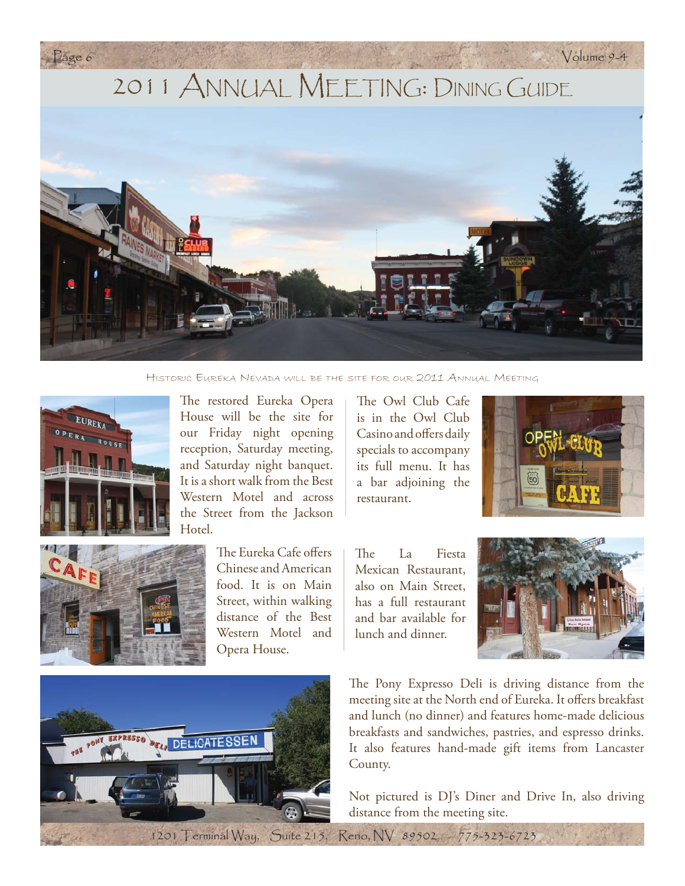# 2011 Annual Meeting: Dining Guide

Historic Eureka Nevada will be the site for our 2011 Annual Meeting

The restored Eureka Opera House will be the site for our Friday night opening reception, Saturday meeting, and Saturday night banquet. It is a short walk from the Best Western Motel and across the Street from the Jackson Hotel.

The Eureka Cafe offers Chinese and American food. It is on Main Street, within walking distance of the Best Western Motel and Opera House.

The Owl Club Cafe is in the Owl Club Casino and offers daily specials to accompany its full menu. It has a bar adjoining the restaurant.

The La Fiesta Mexican Restaurant, also on Main Street, has a full restaurant and bar available for lunch and dinner.

The Pony Expresso Deli is driving distance from the meeting site at the North end of Eureka. It offers breakfast and lunch (no dinner) and features home-made delicious breakfasts and sandwiches, pastries, and espresso drinks. It also features hand-made gift items from Lancaster County.

Not pictured is DJ's Diner and Drive In, also driving distance from the meeting site.

1201 Terminal Way, Suite 215, Reno, NV 89502 775-323-6723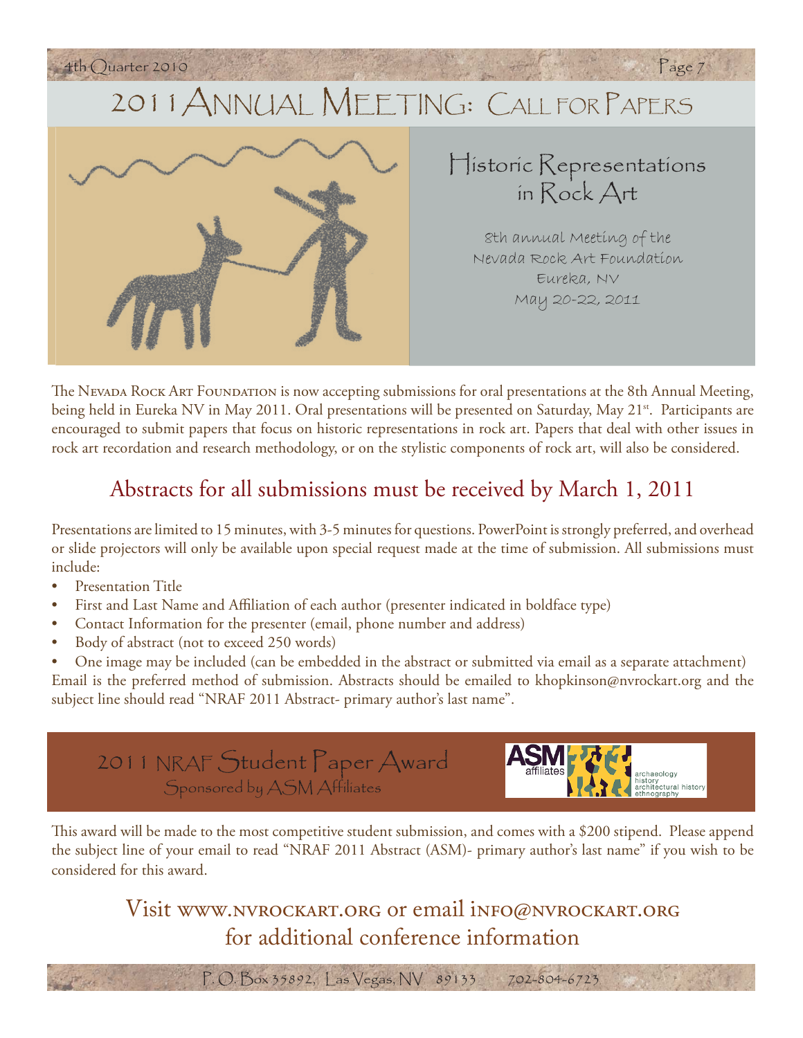# 2011 Annual Meeting: Call for Papers

## Historic Representations in Rock Art

8th annual Meeting of the Nevada Rock Art Foundation
Eureka, NV
May 20-22, 2011

The Nevada Rock Art Foundation is now accepting submissions for oral presentations at the 8th Annual Meeting, being held in Eureka NV in May 2011. Oral presentations will be presented on Saturday, May 21st. Participants are encouraged to submit papers that focus on historic representations in rock art. Papers that deal with other issues in rock art recordation and research methodology, or on the stylistic components of rock art, will also be considered.

## Abstracts for all submissions must be received by March 1, 2011

Presentations are limited to 15 minutes, with 3-5 minutes for questions. PowerPoint is strongly preferred, and overhead or slide projectors will only be available upon special request made at the time of submission. All submissions must include:

- Presentation Title
- First and Last Name and Affiliation of each author (presenter indicated in boldface type)
- Contact Information for the presenter (email, phone number and address)
- Body of abstract (not to exceed 250 words)
- One image may be included (can be embedded in the abstract or submitted via email as a separate attachment)

Email is the preferred method of submission. Abstracts should be emailed to khopkinson@nvrockart.org and the subject line should read "NRAF 2011 Abstract- primary author's last name".

## 2011 NRAF Student Paper Award

Sponsored by ASM Affiliates

ASM affiliates — archaeology, history, architectural history, ethnography

This award will be made to the most competitive student submission, and comes with a $200 stipend. Please append the subject line of your email to read "NRAF 2011 Abstract (ASM)- primary author's last name" if you wish to be considered for this award.

## Visit www.nvrockart.org or email info@nvrockart.org for additional conference information

P. O. Box 35892, Las Vegas, NV 89133 702-804-6723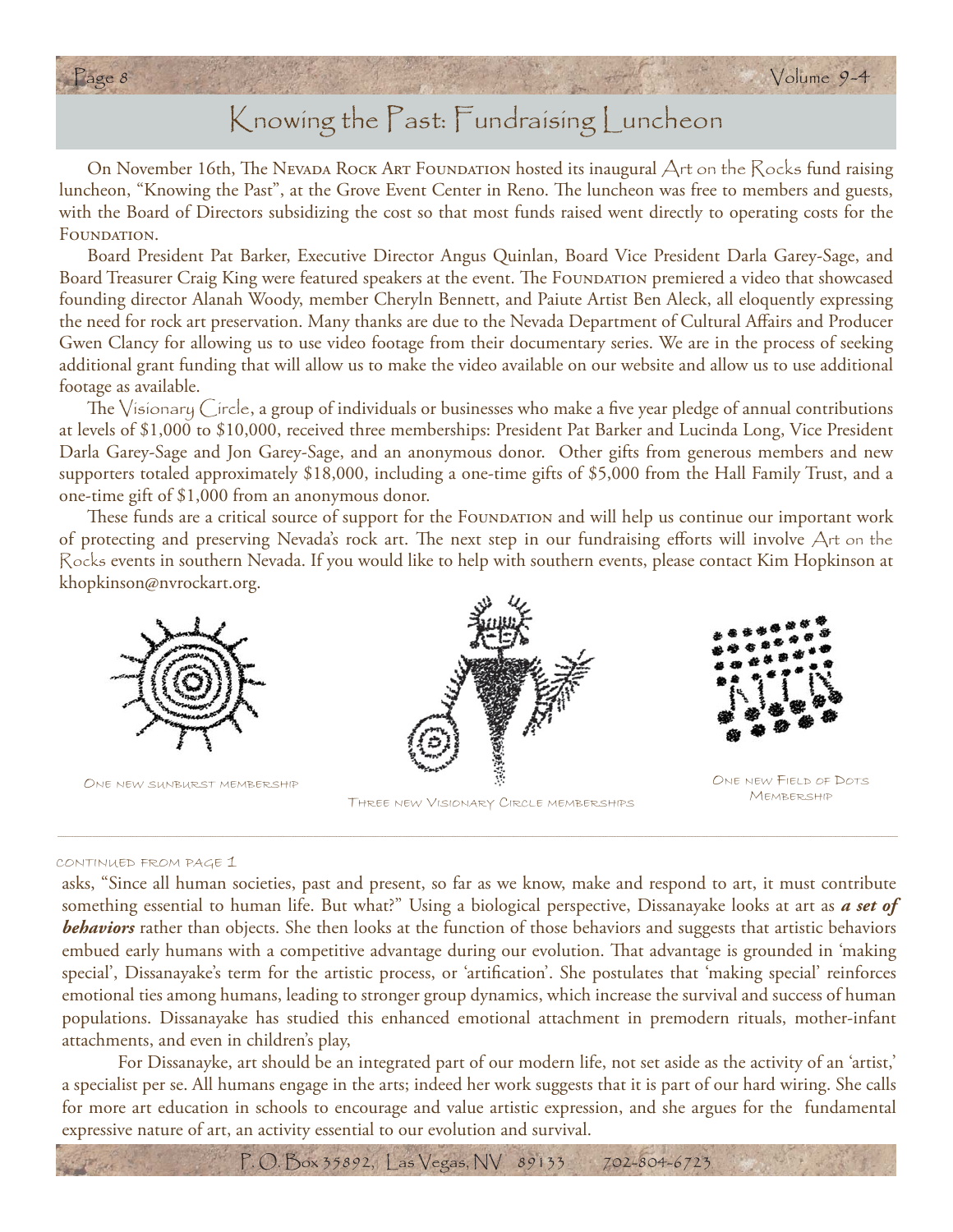# Knowing the Past: Fundraising Luncheon

On November 16th, The Nevada Rock Art Foundation hosted its inaugural Art on the Rocks fund raising luncheon, "Knowing the Past", at the Grove Event Center in Reno. The luncheon was free to members and guests, with the Board of Directors subsidizing the cost so that most funds raised went directly to operating costs for the Foundation.

Board President Pat Barker, Executive Director Angus Quinlan, Board Vice President Darla Garey-Sage, and Board Treasurer Craig King were featured speakers at the event. The Foundation premiered a video that showcased founding director Alanah Woody, member Cheryln Bennett, and Paiute Artist Ben Aleck, all eloquently expressing the need for rock art preservation. Many thanks are due to the Nevada Department of Cultural Affairs and Producer Gwen Clancy for allowing us to use video footage from their documentary series. We are in the process of seeking additional grant funding that will allow us to make the video available on our website and allow us to use additional footage as available.

The Visionary Circle, a group of individuals or businesses who make a five year pledge of annual contributions at levels of $1,000 to $10,000, received three memberships: President Pat Barker and Lucinda Long, Vice President Darla Garey-Sage and Jon Garey-Sage, and an anonymous donor. Other gifts from generous members and new supporters totaled approximately $18,000, including a one-time gifts of $5,000 from the Hall Family Trust, and a one-time gift of $1,000 from an anonymous donor.

These funds are a critical source of support for the Foundation and will help us continue our important work of protecting and preserving Nevada's rock art. The next step in our fundraising efforts will involve Art on the Rocks events in southern Nevada. If you would like to help with southern events, please contact Kim Hopkinson at khopkinson@nvrockart.org.

One new sunburst membership

Three new Visionary Circle memberships

One new Field of Dots Membership

---

continued from page 1

asks, "Since all human societies, past and present, so far as we know, make and respond to art, it must contribute something essential to human life. But what?" Using a biological perspective, Dissanayake looks at art as ***a set of behaviors*** rather than objects. She then looks at the function of those behaviors and suggests that artistic behaviors embued early humans with a competitive advantage during our evolution. That advantage is grounded in 'making special', Dissanayake's term for the artistic process, or 'artification'. She postulates that 'making special' reinforces emotional ties among humans, leading to stronger group dynamics, which increase the survival and success of human populations. Dissanayake has studied this enhanced emotional attachment in premodern rituals, mother-infant attachments, and even in children's play,

For Dissanayke, art should be an integrated part of our modern life, not set aside as the activity of an 'artist,' a specialist per se. All humans engage in the arts; indeed her work suggests that it is part of our hard wiring. She calls for more art education in schools to encourage and value artistic expression, and she argues for the fundamental expressive nature of art, an activity essential to our evolution and survival.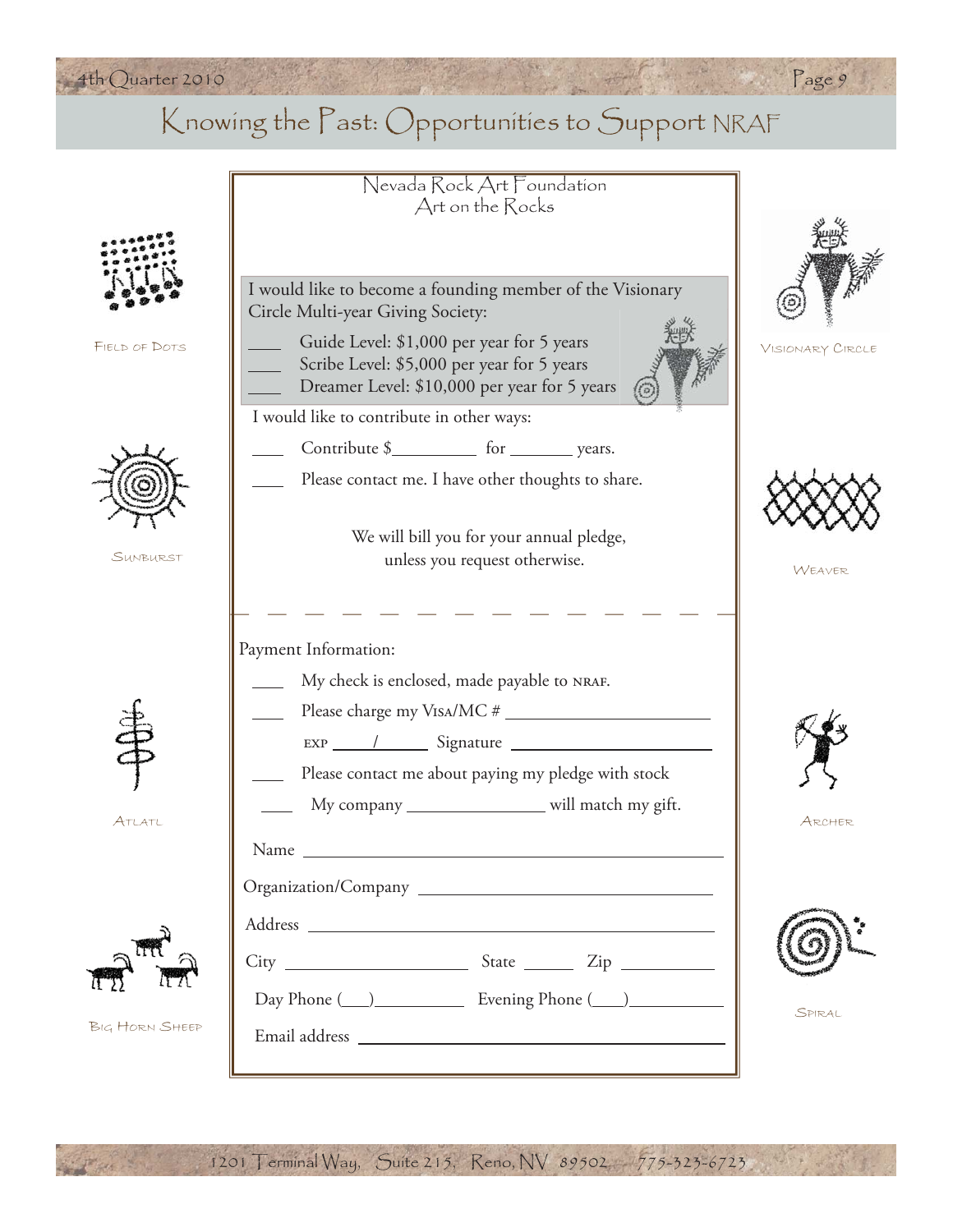# Knowing the Past: Opportunities to Support NRAF

FIELD OF DOTS

SUNBURST

ATLATL

BIG HORN SHEEP

VISIONARY CIRCLE

WEAVER

ARCHER

SPIRAL

## Nevada Rock Art Foundation
## Art on the Rocks

I would like to become a founding member of the Visionary Circle Multi-year Giving Society:

____ Guide Level: $1,000 per year for 5 years
____ Scribe Level: $5,000 per year for 5 years
____ Dreamer Level: $10,000 per year for 5 years

I would like to contribute in other ways:

____ Contribute $_________ for _______ years.
____ Please contact me. I have other thoughts to share.

We will bill you for your annual pledge, unless you request otherwise.

- - - - - - - - - - - - - - - - - - - - - - - - - -

Payment Information:

____ My check is enclosed, made payable to NRAF.
____ Please charge my VISA/MC # ______________________
EXP ____/______ Signature ______________________
____ Please contact me about paying my pledge with stock
____ My company _______________ will match my gift.

Name ________________________________________

Organization/Company ______________________________

Address ______________________________________

City ____________________ State ______ Zip __________

Day Phone (___)__________ Evening Phone (___)__________

Email address _________________________________

1201 Terminal Way, Suite 215, Reno, NV 89502 775-323-6723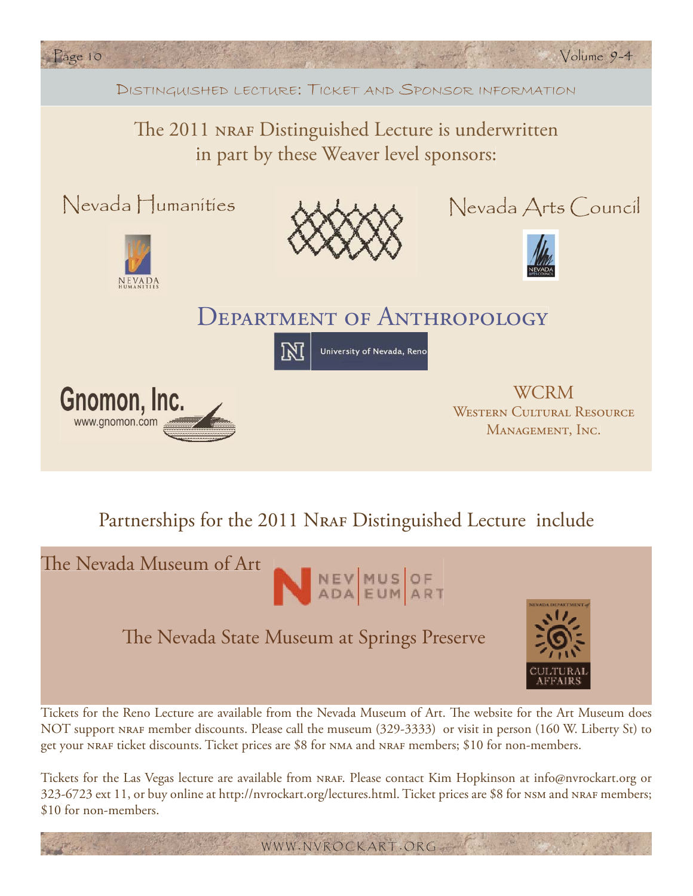## Distinguished Lecture: Ticket and Sponsor information

The 2011 NRAF Distinguished Lecture is underwritten in part by these Weaver level sponsors:

Nevada Humanities

Nevada Arts Council

Department of Anthropology

University of Nevada, Reno

Gnomon, Inc.
www.gnomon.com

WCRM
Western Cultural Resource Management, Inc.

## Partnerships for the 2011 NRAF Distinguished Lecture include

The Nevada Museum of Art

The Nevada State Museum at Springs Preserve

Tickets for the Reno Lecture are available from the Nevada Museum of Art. The website for the Art Museum does NOT support NRAF member discounts. Please call the museum (329-3333) or visit in person (160 W. Liberty St) to get your NRAF ticket discounts. Ticket prices are $8 for NMA and NRAF members; $10 for non-members.

Tickets for the Las Vegas lecture are available from NRAF. Please contact Kim Hopkinson at info@nvrockart.org or 323-6723 ext 11, or buy online at http://nvrockart.org/lectures.html. Ticket prices are $8 for NSM and NRAF members; $10 for non-members.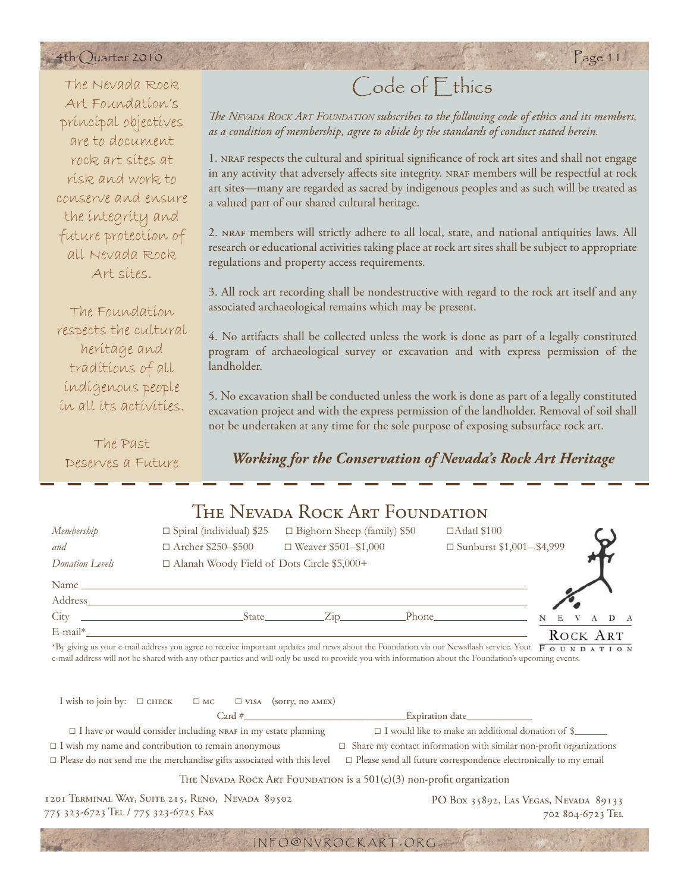The Nevada Rock Art Foundation's principal objectives are to document rock art sites at risk and work to conserve and ensure the integrity and future protection of all Nevada Rock Art sites.

The Foundation respects the cultural heritage and traditions of all indigenous people in all its activities.

The Past Deserves a Future

# Code of Ethics

*The Nevada Rock Art Foundation subscribes to the following code of ethics and its members, as a condition of membership, agree to abide by the standards of conduct stated herein.*

1. NRAF respects the cultural and spiritual significance of rock art sites and shall not engage in any activity that adversely affects site integrity. NRAF members will be respectful at rock art sites—many are regarded as sacred by indigenous peoples and as such will be treated as a valued part of our shared cultural heritage.

2. NRAF members will strictly adhere to all local, state, and national antiquities laws. All research or educational activities taking place at rock art sites shall be subject to appropriate regulations and property access requirements.

3. All rock art recording shall be nondestructive with regard to the rock art itself and any associated archaeological remains which may be present.

4. No artifacts shall be collected unless the work is done as part of a legally constituted program of archaeological survey or excavation and with express permission of the landholder.

5. No excavation shall be conducted unless the work is done as part of a legally constituted excavation project and with the express permission of the landholder. Removal of soil shall not be undertaken at any time for the sole purpose of exposing subsurface rock art.

***Working for the Conservation of Nevada's Rock Art Heritage***

# The Nevada Rock Art Foundation

*Membership and Donation Levels*

- ☐ Spiral (individual) $25
- ☐ Bighorn Sheep (family) $50
- ☐ Atlatl $100
- ☐ Archer $250–$500
- ☐ Weaver $501–$1,000
- ☐ Sunburst $1,001– $4,999
- ☐ Alanah Woody Field of Dots Circle $5,000+

Name ______________________________

Address ______________________________

City ______________ State ________ Zip ________ Phone ______________

E-mail* ______________________________

*By giving us your e-mail address you agree to receive important updates and news about the Foundation via our Newsflash service. Your e-mail address will not be shared with any other parties and will only be used to provide you with information about the Foundation's upcoming events.

Nevada Rock Art Foundation

I wish to join by: ☐ CHECK ☐ MC ☐ VISA (sorry, no AMEX)

Card # ______________________ Expiration date ____________

- ☐ I have or would consider including NRAF in my estate planning
- ☐ I would like to make an additional donation of $______
- ☐ I wish my name and contribution to remain anonymous
- ☐ Share my contact information with similar non-profit organizations
- ☐ Please do not send me the merchandise gifts associated with this level
- ☐ Please send all future correspondence electronically to my email

The Nevada Rock Art Foundation is a 501(c)(3) non-profit organization

1201 Terminal Way, Suite 215, Reno, Nevada 89502
775 323-6723 Tel / 775 323-6725 Fax

PO Box 35892, Las Vegas, Nevada 89133
702 804-6723 Tel

INFO@NVROCKART.ORG